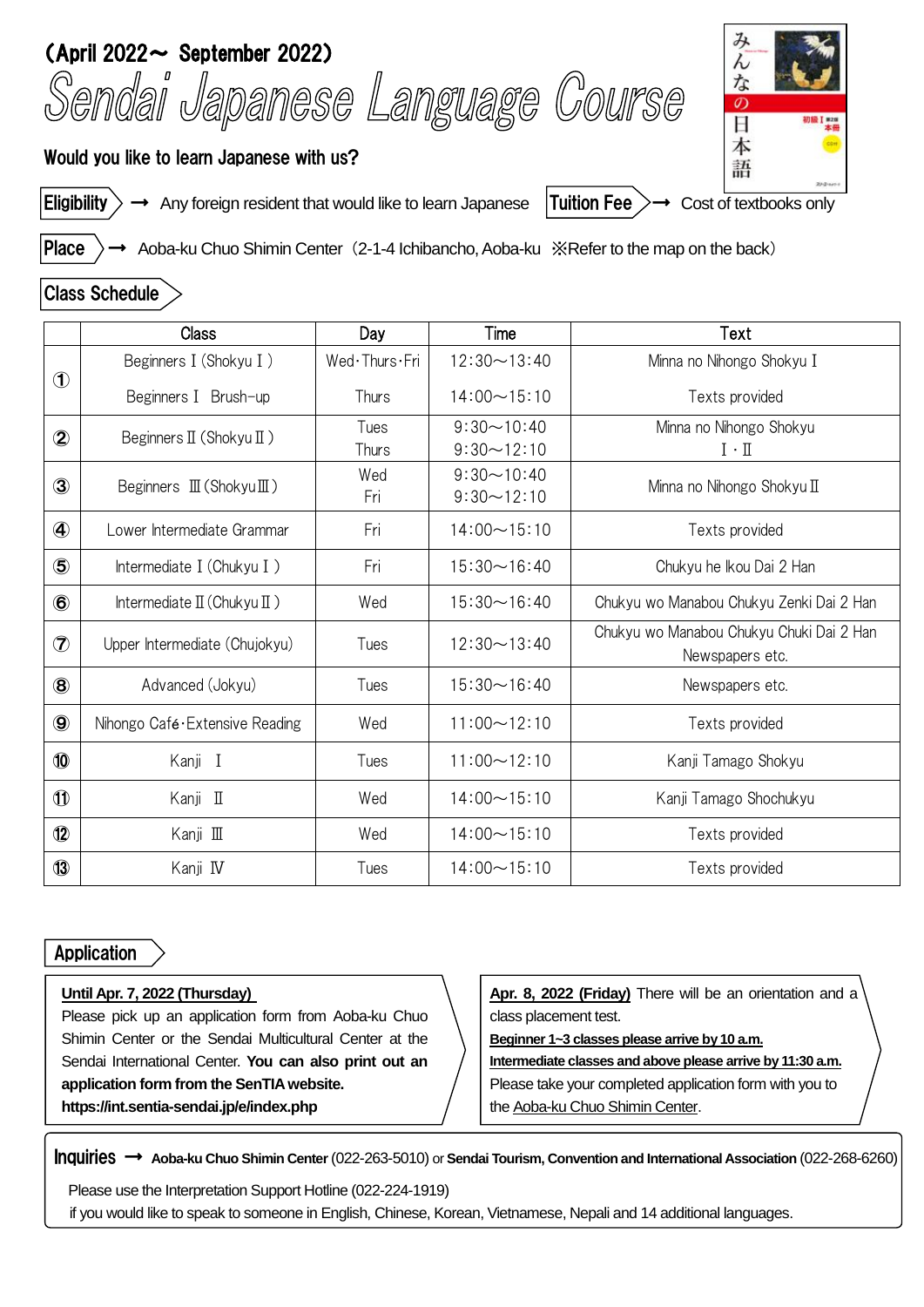(April 2022～ September 2022)

# Sendai Japanese Language Course

**Would you like to learn Japanese with us?**

**Eligibility** → Any foreign resident that would like to learn Japanese

**Tuition Fee** → Cost of textbooks only

**Place** → Aoba-ku Chuo Shimin Center（2-1-4 Ichibancho, Aoba-ku ※Refer to the map on the back）

## Class Schedule

| | Class | Day | Time | Text |
|---|---|---|---|---|
| ① | Beginners Ⅰ(Shokyu Ⅰ) | Wed･Thurs･Fri | 12:30～13:40 | Minna no Nihongo Shokyu Ⅰ |
| | Beginners Ⅰ Brush-up | Thurs | 14:00～15:10 | Texts provided |
| ② | Beginners Ⅱ(Shokyu Ⅱ) | Tues<br>Thurs | 9:30～10:40<br>9:30～12:10 | Minna no Nihongo Shokyu Ⅰ･Ⅱ |
| ③ | Beginners Ⅲ(Shokyu Ⅲ) | Wed<br>Fri | 9:30～10:40<br>9:30～12:10 | Minna no Nihongo Shokyu Ⅱ |
| ④ | Lower Intermediate Grammar | Fri | 14:00～15:10 | Texts provided |
| ⑤ | Intermediate Ⅰ(Chukyu Ⅰ) | Fri | 15:30～16:40 | Chukyu he Ikou Dai 2 Han |
| ⑥ | Intermediate Ⅱ(Chukyu Ⅱ) | Wed | 15:30～16:40 | Chukyu wo Manabou Chukyu Zenki Dai 2 Han |
| ⑦ | Upper Intermediate (Chujokyu) | Tues | 12:30～13:40 | Chukyu wo Manabou Chukyu Chuki Dai 2 Han<br>Newspapers etc. |
| ⑧ | Advanced (Jokyu) | Tues | 15:30～16:40 | Newspapers etc. |
| ⑨ | Nihongo Café･Extensive Reading | Wed | 11:00～12:10 | Texts provided |
| ⑩ | Kanji Ⅰ | Tues | 11:00～12:10 | Kanji Tamago Shokyu |
| ⑪ | Kanji Ⅱ | Wed | 14:00～15:10 | Kanji Tamago Shochukyu |
| ⑫ | Kanji Ⅲ | Wed | 14:00～15:10 | Texts provided |
| ⑬ | Kanji Ⅳ | Tues | 14:00～15:10 | Texts provided |

## Application

**Until Apr. 7, 2022 (Thursday)**
Please pick up an application form from Aoba-ku Chuo Shimin Center or the Sendai Multicultural Center at the Sendai International Center. **You can also print out an application form from the SenTIA website. https://int.sentia-sendai.jp/e/index.php**

**Apr. 8, 2022 (Friday)** There will be an orientation and a class placement test.
**Beginner 1~3 classes please arrive by 10 a.m.**
**Intermediate classes and above please arrive by 11:30 a.m.**
Please take your completed application form with you to the Aoba-ku Chuo Shimin Center.

**Inquiries** → **Aoba-ku Chuo Shimin Center** (022-263-5010) or **Sendai Tourism, Convention and International Association** (022-268-6260)

Please use the Interpretation Support Hotline (022-224-1919)
if you would like to speak to someone in English, Chinese, Korean, Vietnamese, Nepali and 14 additional languages.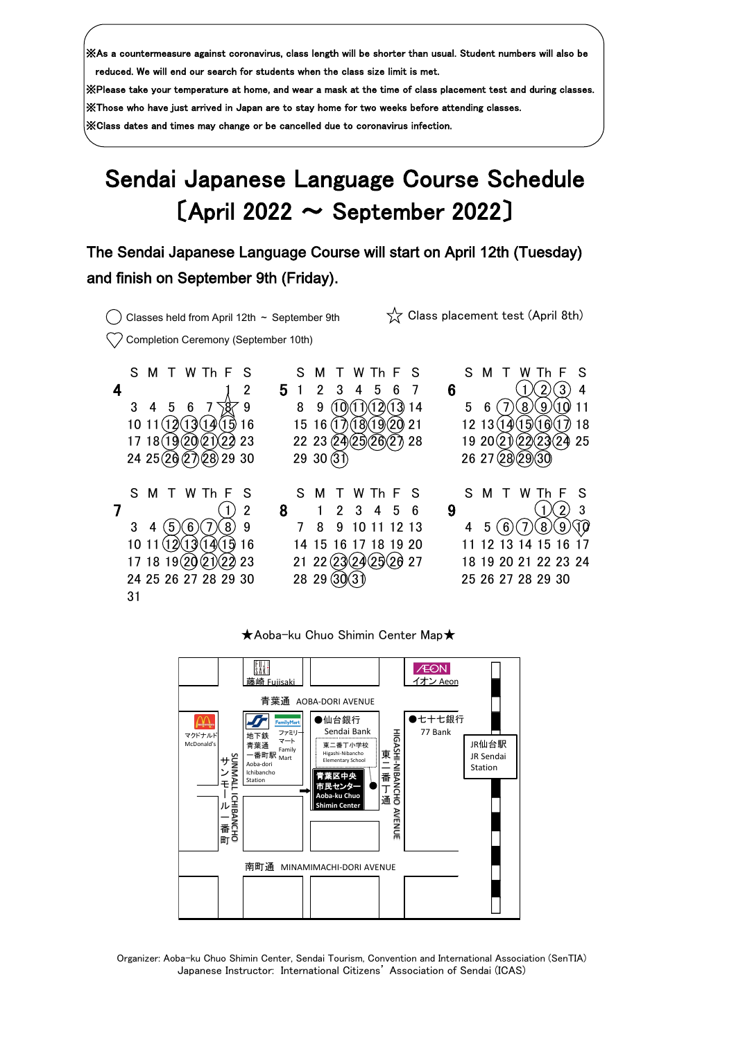※As a countermeasure against coronavirus, class length will be shorter than usual. Student numbers will also be reduced. We will end our search for students when the class size limit is met.
※Please take your temperature at home, and wear a mask at the time of class placement test and during classes.
※Those who have just arrived in Japan are to stay home for two weeks before attending classes.
※Class dates and times may change or be cancelled due to coronavirus infection.

# Sendai Japanese Language Course Schedule 〔April 2022 ～ September 2022〕

**The Sendai Japanese Language Course will start on April 12th (Tuesday) and finish on September 9th (Friday).**

◯ Classes held from April 12th ～ September 9th
☆ Class placement test (April 8th)
♡ Completion Ceremony (September 10th)

**4**

| S | M | T | W | Th | F | S |
|---|---|---|---|---|---|---|
| | | | | | 1 | 2 |
| 3 | 4 | 5 | 6 | 7 | ☆8 | 9 |
| 10 | 11 | (12) | (13) | (14) | (15) | 16 |
| 17 | 18 | (19) | (20) | (21) | (22) | 23 |
| 24 | 25 | (26) | (27) | (28) | 29 | 30 |

**5**

| S | M | T | W | Th | F | S |
|---|---|---|---|---|---|---|
| 1 | 2 | 3 | 4 | 5 | 6 | 7 |
| 8 | 9 | (10) | (11) | (12) | (13) | 14 |
| 15 | 16 | (17) | (18) | (19) | (20) | 21 |
| 22 | 23 | (24) | (25) | (26) | (27) | 28 |
| 29 | 30 | (31) | | | | |

**6**

| S | M | T | W | Th | F | S |
|---|---|---|---|---|---|---|
| | | | (1) | (2) | (3) | 4 |
| 5 | 6 | (7) | (8) | (9) | (10) | 11 |
| 12 | 13 | (14) | (15) | (16) | (17) | 18 |
| 19 | 20 | (21) | (22) | (23) | (24) | 25 |
| 26 | 27 | (28) | (29) | (30) | | |

**7**

| S | M | T | W | Th | F | S |
|---|---|---|---|---|---|---|
| | | | | | (1) | 2 |
| 3 | 4 | (5) | (6) | (7) | (8) | 9 |
| 10 | 11 | (12) | (13) | (14) | (15) | 16 |
| 17 | 18 | 19 | (20) | (21) | (22) | 23 |
| 24 | 25 | 26 | 27 | 28 | 29 | 30 |
| 31 | | | | | | |

**8**

| S | M | T | W | Th | F | S |
|---|---|---|---|---|---|---|
| | 1 | 2 | 3 | 4 | 5 | 6 |
| 7 | 8 | 9 | 10 | 11 | 12 | 13 |
| 14 | 15 | 16 | 17 | 18 | 19 | 20 |
| 21 | 22 | (23) | (24) | (25) | (26) | 27 |
| 28 | 29 | (30) | (31) | | | |

**9**

| S | M | T | W | Th | F | S |
|---|---|---|---|---|---|---|
| | | | | (1) | (2) | 3 |
| 4 | 5 | (6) | (7) | (8) | (9) | ♡10 |
| 11 | 12 | 13 | 14 | 15 | 16 | 17 |
| 18 | 19 | 20 | 21 | 22 | 23 | 24 |
| 25 | 26 | 27 | 28 | 29 | 30 | |

★Aoba-ku Chuo Shimin Center Map★

藤崎 Fujisaki
AEON イオン Aeon
青葉通 AOBA-DORI AVENUE
マクドナルド McDonald's
地下鉄青葉通一番町駅 Aoba-dori Ichibancho Station
FamilyMart ファミリーマート Family Mart
●仙台銀行 Sendai Bank
東二番丁小学校 Higashi-Nibancho Elementary School
青葉区中央市民センター Aoba-ku Chuo Shimin Center
●七十七銀行 77 Bank
JR仙台駅 JR Sendai Station
サンモール一番町 SUNMALL ICHIBANCHO
東二番丁通 HIGASHI-NIBANCHO AVENUE
南町通 MINAMIMACHI-DORI AVENUE

Organizer: Aoba-ku Chuo Shimin Center, Sendai Tourism, Convention and International Association (SenTIA)
Japanese Instructor: International Citizens' Association of Sendai (ICAS)